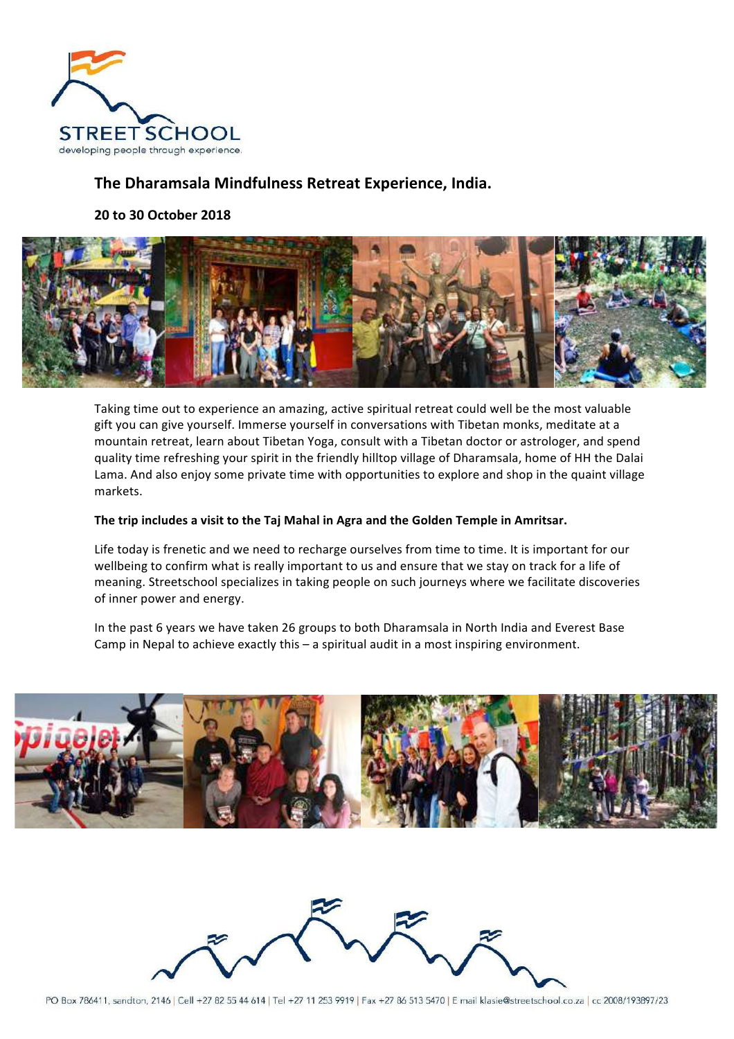STREET SCHOOL
developing people through experience.

## The Dharamsala Mindfulness Retreat Experience, India.

**20 to 30 October 2018**

Taking time out to experience an amazing, active spiritual retreat could well be the most valuable gift you can give yourself. Immerse yourself in conversations with Tibetan monks, meditate at a mountain retreat, learn about Tibetan Yoga, consult with a Tibetan doctor or astrologer, and spend quality time refreshing your spirit in the friendly hilltop village of Dharamsala, home of HH the Dalai Lama. And also enjoy some private time with opportunities to explore and shop in the quaint village markets.

**The trip includes a visit to the Taj Mahal in Agra and the Golden Temple in Amritsar.**

Life today is frenetic and we need to recharge ourselves from time to time. It is important for our wellbeing to confirm what is really important to us and ensure that we stay on track for a life of meaning. Streetschool specializes in taking people on such journeys where we facilitate discoveries of inner power and energy.

In the past 6 years we have taken 26 groups to both Dharamsala in North India and Everest Base Camp in Nepal to achieve exactly this – a spiritual audit in a most inspiring environment.

PO Box 786411, sandton, 2146 | Cell +27 82 55 44 614 | Tel +27 11 253 9919 | Fax +27 86 513 5470 | E mail klasie@streetschool.co.za | cc 2008/193897/23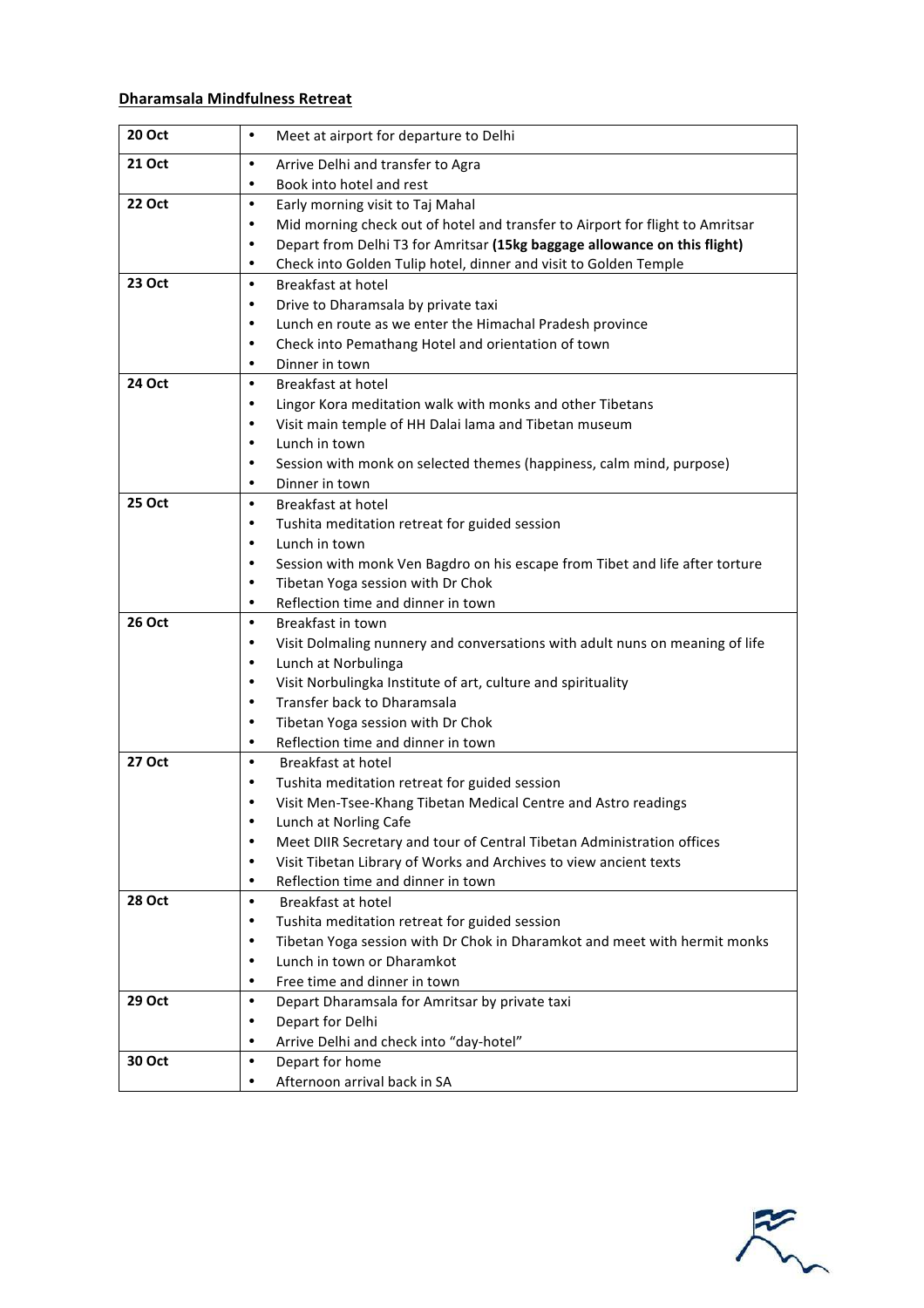## Dharamsala Mindfulness Retreat

| Date | Itinerary |
|---|---|
| **20 Oct** | • Meet at airport for departure to Delhi |
| **21 Oct** | • Arrive Delhi and transfer to Agra<br>• Book into hotel and rest |
| **22 Oct** | • Early morning visit to Taj Mahal<br>• Mid morning check out of hotel and transfer to Airport for flight to Amritsar<br>• Depart from Delhi T3 for Amritsar **(15kg baggage allowance on this flight)**<br>• Check into Golden Tulip hotel, dinner and visit to Golden Temple |
| **23 Oct** | • Breakfast at hotel<br>• Drive to Dharamsala by private taxi<br>• Lunch en route as we enter the Himachal Pradesh province<br>• Check into Pemathang Hotel and orientation of town<br>• Dinner in town |
| **24 Oct** | • Breakfast at hotel<br>• Lingor Kora meditation walk with monks and other Tibetans<br>• Visit main temple of HH Dalai lama and Tibetan museum<br>• Lunch in town<br>• Session with monk on selected themes (happiness, calm mind, purpose)<br>• Dinner in town |
| **25 Oct** | • Breakfast at hotel<br>• Tushita meditation retreat for guided session<br>• Lunch in town<br>• Session with monk Ven Bagdro on his escape from Tibet and life after torture<br>• Tibetan Yoga session with Dr Chok<br>• Reflection time and dinner in town |
| **26 Oct** | • Breakfast in town<br>• Visit Dolmaling nunnery and conversations with adult nuns on meaning of life<br>• Lunch at Norbulinga<br>• Visit Norbulingka Institute of art, culture and spirituality<br>• Transfer back to Dharamsala<br>• Tibetan Yoga session with Dr Chok<br>• Reflection time and dinner in town |
| **27 Oct** | • Breakfast at hotel<br>• Tushita meditation retreat for guided session<br>• Visit Men-Tsee-Khang Tibetan Medical Centre and Astro readings<br>• Lunch at Norling Cafe<br>• Meet DIIR Secretary and tour of Central Tibetan Administration offices<br>• Visit Tibetan Library of Works and Archives to view ancient texts<br>• Reflection time and dinner in town |
| **28 Oct** | • Breakfast at hotel<br>• Tushita meditation retreat for guided session<br>• Tibetan Yoga session with Dr Chok in Dharamkot and meet with hermit monks<br>• Lunch in town or Dharamkot<br>• Free time and dinner in town |
| **29 Oct** | • Depart Dharamsala for Amritsar by private taxi<br>• Depart for Delhi<br>• Arrive Delhi and check into "day-hotel" |
| **30 Oct** | • Depart for home<br>• Afternoon arrival back in SA |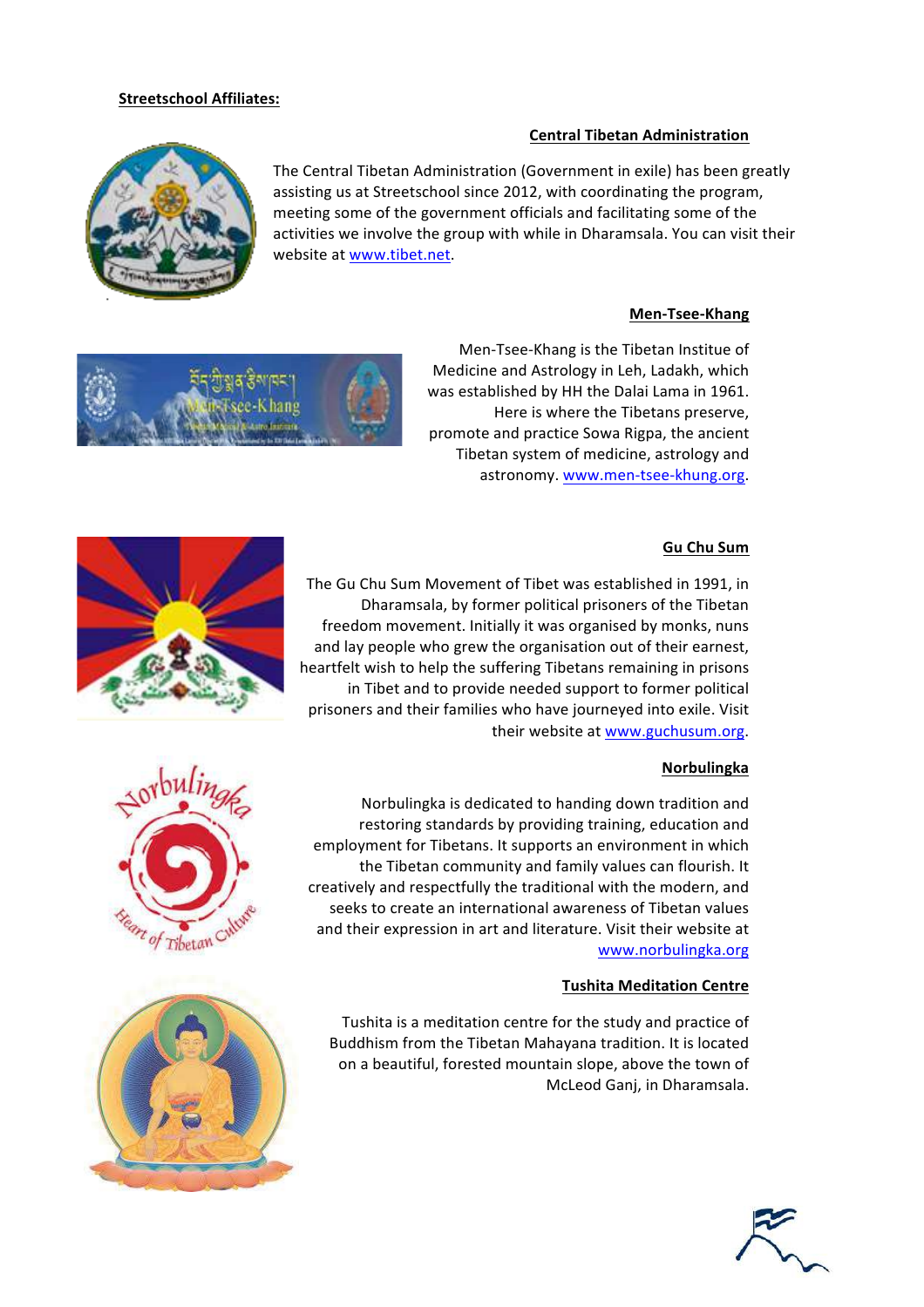**Streetschool Affiliates:**

**Central Tibetan Administration**

The Central Tibetan Administration (Government in exile) has been greatly assisting us at Streetschool since 2012, with coordinating the program, meeting some of the government officials and facilitating some of the activities we involve the group with while in Dharamsala. You can visit their website at www.tibet.net.

**Men-Tsee-Khang**

Men-Tsee-Khang is the Tibetan Institue of Medicine and Astrology in Leh, Ladakh, which was established by HH the Dalai Lama in 1961. Here is where the Tibetans preserve, promote and practice Sowa Rigpa, the ancient Tibetan system of medicine, astrology and astronomy. www.men-tsee-khung.org.

**Gu Chu Sum**

The Gu Chu Sum Movement of Tibet was established in 1991, in Dharamsala, by former political prisoners of the Tibetan freedom movement. Initially it was organised by monks, nuns and lay people who grew the organisation out of their earnest, heartfelt wish to help the suffering Tibetans remaining in prisons in Tibet and to provide needed support to former political prisoners and their families who have journeyed into exile. Visit their website at www.guchusum.org.

**Norbulingka**

Norbulingka is dedicated to handing down tradition and restoring standards by providing training, education and employment for Tibetans. It supports an environment in which the Tibetan community and family values can flourish. It creatively and respectfully the traditional with the modern, and seeks to create an international awareness of Tibetan values and their expression in art and literature. Visit their website at www.norbulingka.org

**Tushita Meditation Centre**

Tushita is a meditation centre for the study and practice of Buddhism from the Tibetan Mahayana tradition. It is located on a beautiful, forested mountain slope, above the town of McLeod Ganj, in Dharamsala.